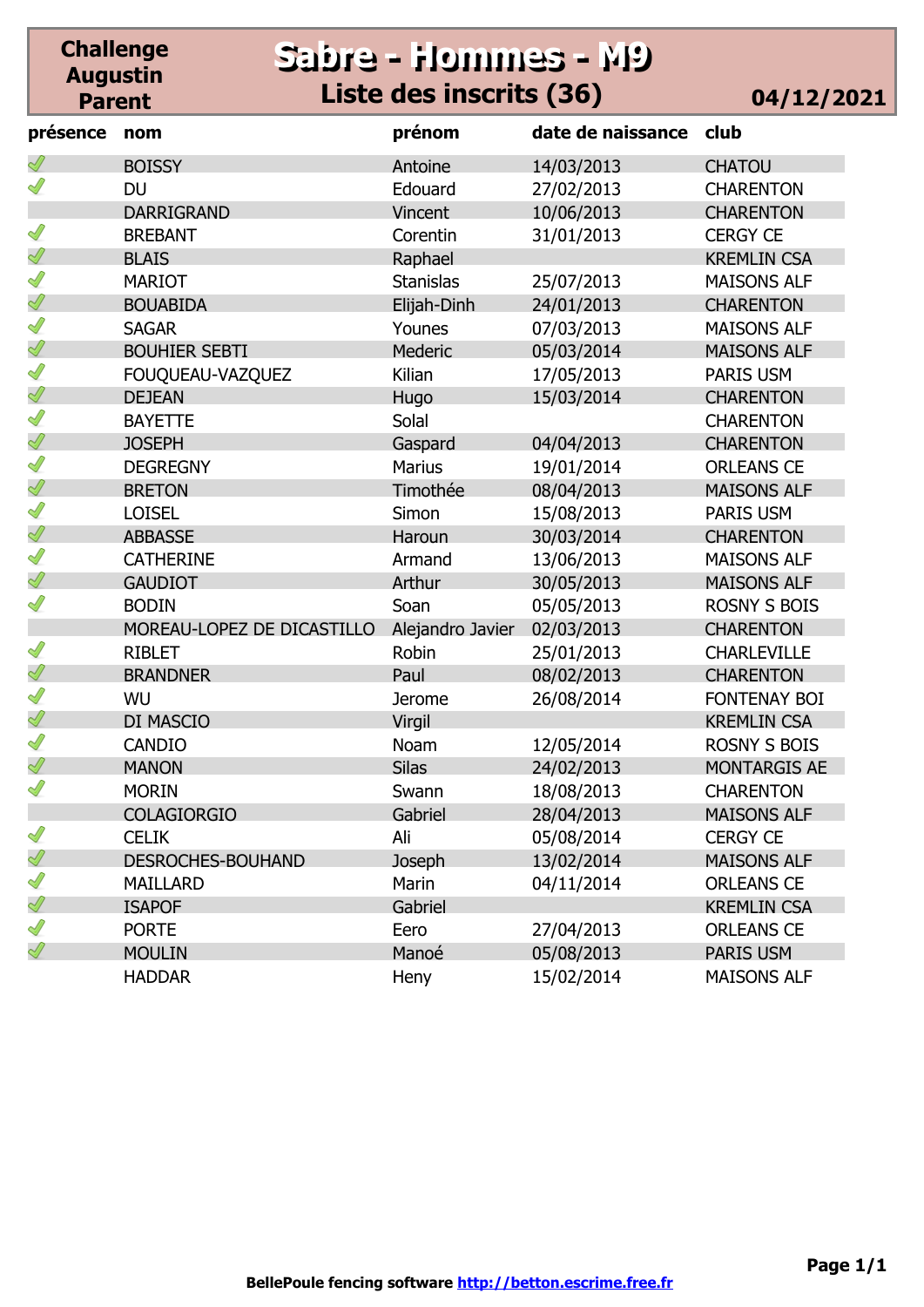**Challenge Augustin Parent**

# Sabre - Hommes - M9

## Liste des inscrits (36)

**04/12/2021**

| présence | nom | prénom | date de naissance | club |
|---|---|---|---|---|
| ✓ | BOISSY | Antoine | 14/03/2013 | CHATOU |
| ✓ | DU | Edouard | 27/02/2013 | CHARENTON |
| | DARRIGRAND | Vincent | 10/06/2013 | CHARENTON |
| ✓ | BREBANT | Corentin | 31/01/2013 | CERGY CE |
| ✓ | BLAIS | Raphael | | KREMLIN CSA |
| ✓ | MARIOT | Stanislas | 25/07/2013 | MAISONS ALF |
| ✓ | BOUABIDA | Elijah-Dinh | 24/01/2013 | CHARENTON |
| ✓ | SAGAR | Younes | 07/03/2013 | MAISONS ALF |
| ✓ | BOUHIER SEBTI | Mederic | 05/03/2014 | MAISONS ALF |
| ✓ | FOUQUEAU-VAZQUEZ | Kilian | 17/05/2013 | PARIS USM |
| ✓ | DEJEAN | Hugo | 15/03/2014 | CHARENTON |
| ✓ | BAYETTE | Solal | | CHARENTON |
| ✓ | JOSEPH | Gaspard | 04/04/2013 | CHARENTON |
| ✓ | DEGREGNY | Marius | 19/01/2014 | ORLEANS CE |
| ✓ | BRETON | Timothée | 08/04/2013 | MAISONS ALF |
| ✓ | LOISEL | Simon | 15/08/2013 | PARIS USM |
| ✓ | ABBASSE | Haroun | 30/03/2014 | CHARENTON |
| ✓ | CATHERINE | Armand | 13/06/2013 | MAISONS ALF |
| ✓ | GAUDIOT | Arthur | 30/05/2013 | MAISONS ALF |
| ✓ | BODIN | Soan | 05/05/2013 | ROSNY S BOIS |
| | MOREAU-LOPEZ DE DICASTILLO | Alejandro Javier | 02/03/2013 | CHARENTON |
| ✓ | RIBLET | Robin | 25/01/2013 | CHARLEVILLE |
| ✓ | BRANDNER | Paul | 08/02/2013 | CHARENTON |
| ✓ | WU | Jerome | 26/08/2014 | FONTENAY BOI |
| ✓ | DI MASCIO | Virgil | | KREMLIN CSA |
| ✓ | CANDIO | Noam | 12/05/2014 | ROSNY S BOIS |
| ✓ | MANON | Silas | 24/02/2013 | MONTARGIS AE |
| ✓ | MORIN | Swann | 18/08/2013 | CHARENTON |
| | COLAGIORGIO | Gabriel | 28/04/2013 | MAISONS ALF |
| ✓ | CELIK | Ali | 05/08/2014 | CERGY CE |
| ✓ | DESROCHES-BOUHAND | Joseph | 13/02/2014 | MAISONS ALF |
| ✓ | MAILLARD | Marin | 04/11/2014 | ORLEANS CE |
| ✓ | ISAPOF | Gabriel | | KREMLIN CSA |
| ✓ | PORTE | Eero | 27/04/2013 | ORLEANS CE |
| ✓ | MOULIN | Manoé | 05/08/2013 | PARIS USM |
| | HADDAR | Heny | 15/02/2014 | MAISONS ALF |

**BellePoule fencing software http://betton.escrime.free.fr**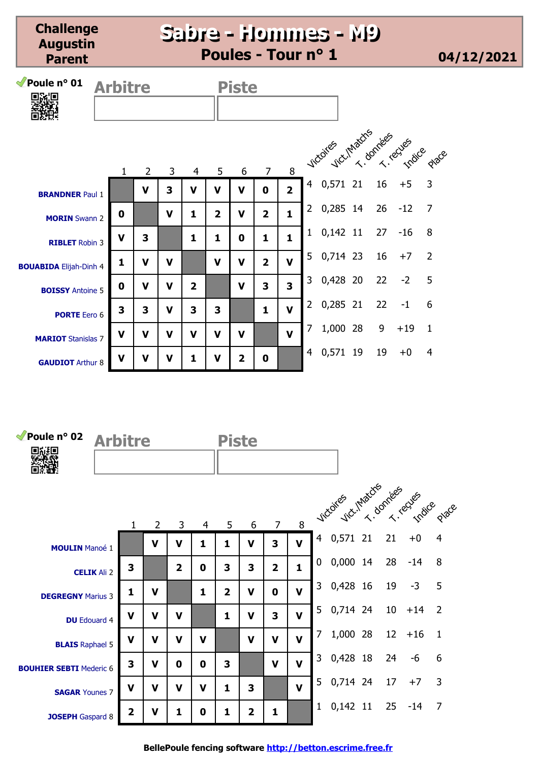# Challenge Augustin Parent

## Sabre - Hommes - M9

### Poules - Tour n° 1

04/12/2021

### Poule n° 01

Arbitre | Piste

| | 1 | 2 | 3 | 4 | 5 | 6 | 7 | 8 | Victoires | Vict./Matchs | T. données | T. reçues | Indice | Place |
|---|---|---|---|---|---|---|---|---|---|---|---|---|---|---|
| **BRANDNER** Paul 1 | | V | 3 | V | V | V | 0 | 2 | 4 | 0,571 | 21 | 16 | +5 | 3 |
| **MORIN** Swann 2 | 0 | | V | 1 | 2 | V | 2 | 1 | 2 | 0,285 | 14 | 26 | -12 | 7 |
| **RIBLET** Robin 3 | V | 3 | | 1 | 1 | 0 | 1 | 1 | 1 | 0,142 | 11 | 27 | -16 | 8 |
| **BOUABIDA** Elijah-Dinh 4 | 1 | V | V | | V | V | 2 | V | 5 | 0,714 | 23 | 16 | +7 | 2 |
| **BOISSY** Antoine 5 | 0 | V | V | 2 | | V | 3 | 3 | 3 | 0,428 | 20 | 22 | -2 | 5 |
| **PORTE** Eero 6 | 3 | 3 | V | 3 | 3 | | 1 | V | 2 | 0,285 | 21 | 22 | -1 | 6 |
| **MARIOT** Stanislas 7 | V | V | V | V | V | V | | V | 7 | 1,000 | 28 | 9 | +19 | 1 |
| **GAUDIOT** Arthur 8 | V | V | V | 1 | V | 2 | 0 | | 4 | 0,571 | 19 | 19 | +0 | 4 |

### Poule n° 02

Arbitre | Piste

| | 1 | 2 | 3 | 4 | 5 | 6 | 7 | 8 | Victoires | Vict./Matchs | T. données | T. reçues | Indice | Place |
|---|---|---|---|---|---|---|---|---|---|---|---|---|---|---|
| **MOULIN** Manoé 1 | | V | V | 1 | 1 | V | 3 | V | 4 | 0,571 | 21 | 21 | +0 | 4 |
| **CELIK** Ali 2 | 3 | | 2 | 0 | 3 | 3 | 2 | 1 | 0 | 0,000 | 14 | 28 | -14 | 8 |
| **DEGREGNY** Marius 3 | 1 | V | | 1 | 2 | V | 0 | V | 3 | 0,428 | 16 | 19 | -3 | 5 |
| **DU** Edouard 4 | V | V | V | | 1 | V | 3 | V | 5 | 0,714 | 24 | 10 | +14 | 2 |
| **BLAIS** Raphael 5 | V | V | V | V | | V | V | V | 7 | 1,000 | 28 | 12 | +16 | 1 |
| **BOUHIER SEBTI** Mederic 6 | 3 | V | 0 | 0 | 3 | | V | V | 3 | 0,428 | 18 | 24 | -6 | 6 |
| **SAGAR** Younes 7 | V | V | V | V | 1 | 3 | | V | 5 | 0,714 | 24 | 17 | +7 | 3 |
| **JOSEPH** Gaspard 8 | 2 | V | 1 | 0 | 1 | 2 | 1 | | 1 | 0,142 | 11 | 25 | -14 | 7 |

BellePoule fencing software http://betton.escrime.free.fr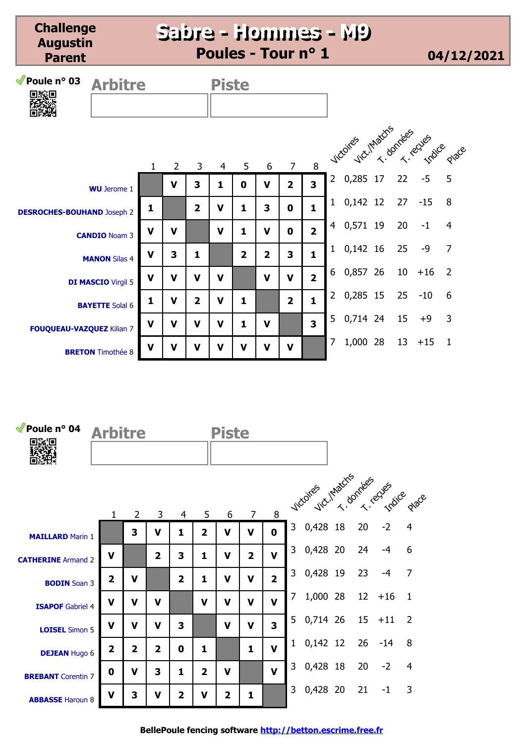# Challenge Augustin Parent

## Sabre - Hommes - M9

### Poules - Tour n° 1

**04/12/2021**

## Poule n° 03

| Arbitre | Piste |
|---|---|
| | |

| | 1 | 2 | 3 | 4 | 5 | 6 | 7 | 8 | Victoires | Vict./Matchs | T. données | T. reçues | Indice | Place |
|---|---|---|---|---|---|---|---|---|---|---|---|---|---|---|
| **WU** Jerome 1 | | V | 3 | 1 | 0 | V | 2 | 3 | 2 | 0,285 | 17 | 22 | -5 | 5 |
| **DESROCHES-BOUHAND** Joseph 2 | 1 | | 2 | V | 1 | 3 | 0 | 1 | 1 | 0,142 | 12 | 27 | -15 | 8 |
| **CANDIO** Noam 3 | V | V | | V | 1 | V | 0 | 2 | 4 | 0,571 | 19 | 20 | -1 | 4 |
| **MANON** Silas 4 | V | 3 | 1 | | 2 | 2 | 3 | 1 | 1 | 0,142 | 16 | 25 | -9 | 7 |
| **DI MASCIO** Virgil 5 | V | V | V | V | | V | V | 2 | 6 | 0,857 | 26 | 10 | +16 | 2 |
| **BAYETTE** Solal 6 | 1 | V | 2 | V | 1 | | 2 | 1 | 2 | 0,285 | 15 | 25 | -10 | 6 |
| **FOUQUEAU-VAZQUEZ** Kilian 7 | V | V | V | V | 1 | V | | 3 | 5 | 0,714 | 24 | 15 | +9 | 3 |
| **BRETON** Timothée 8 | V | V | V | V | V | V | V | | 7 | 1,000 | 28 | 13 | +15 | 1 |

## Poule n° 04

| Arbitre | Piste |
|---|---|
| | |

| | 1 | 2 | 3 | 4 | 5 | 6 | 7 | 8 | Victoires | Vict./Matchs | T. données | T. reçues | Indice | Place |
|---|---|---|---|---|---|---|---|---|---|---|---|---|---|---|
| **MAILLARD** Marin 1 | | 3 | V | 1 | 2 | V | V | 0 | 3 | 0,428 | 18 | 20 | -2 | 4 |
| **CATHERINE** Armand 2 | V | | 2 | 3 | 1 | V | 2 | V | 3 | 0,428 | 20 | 24 | -4 | 6 |
| **BODIN** Soan 3 | 2 | V | | 2 | 1 | V | V | 2 | 3 | 0,428 | 19 | 23 | -4 | 7 |
| **ISAPOF** Gabriel 4 | V | V | V | | V | V | V | V | 7 | 1,000 | 28 | 12 | +16 | 1 |
| **LOISEL** Simon 5 | V | V | V | 3 | | V | V | 3 | 5 | 0,714 | 26 | 15 | +11 | 2 |
| **DEJEAN** Hugo 6 | 2 | 2 | 2 | 0 | 1 | | 1 | V | 1 | 0,142 | 12 | 26 | -14 | 8 |
| **BREBANT** Corentin 7 | 0 | V | 3 | 1 | 2 | V | | V | 3 | 0,428 | 18 | 20 | -2 | 4 |
| **ABBASSE** Haroun 8 | V | 3 | V | 2 | V | 2 | 1 | | 3 | 0,428 | 20 | 21 | -1 | 3 |

BellePoule fencing software [http://betton.escrime.free.fr](http://betton.escrime.free.fr)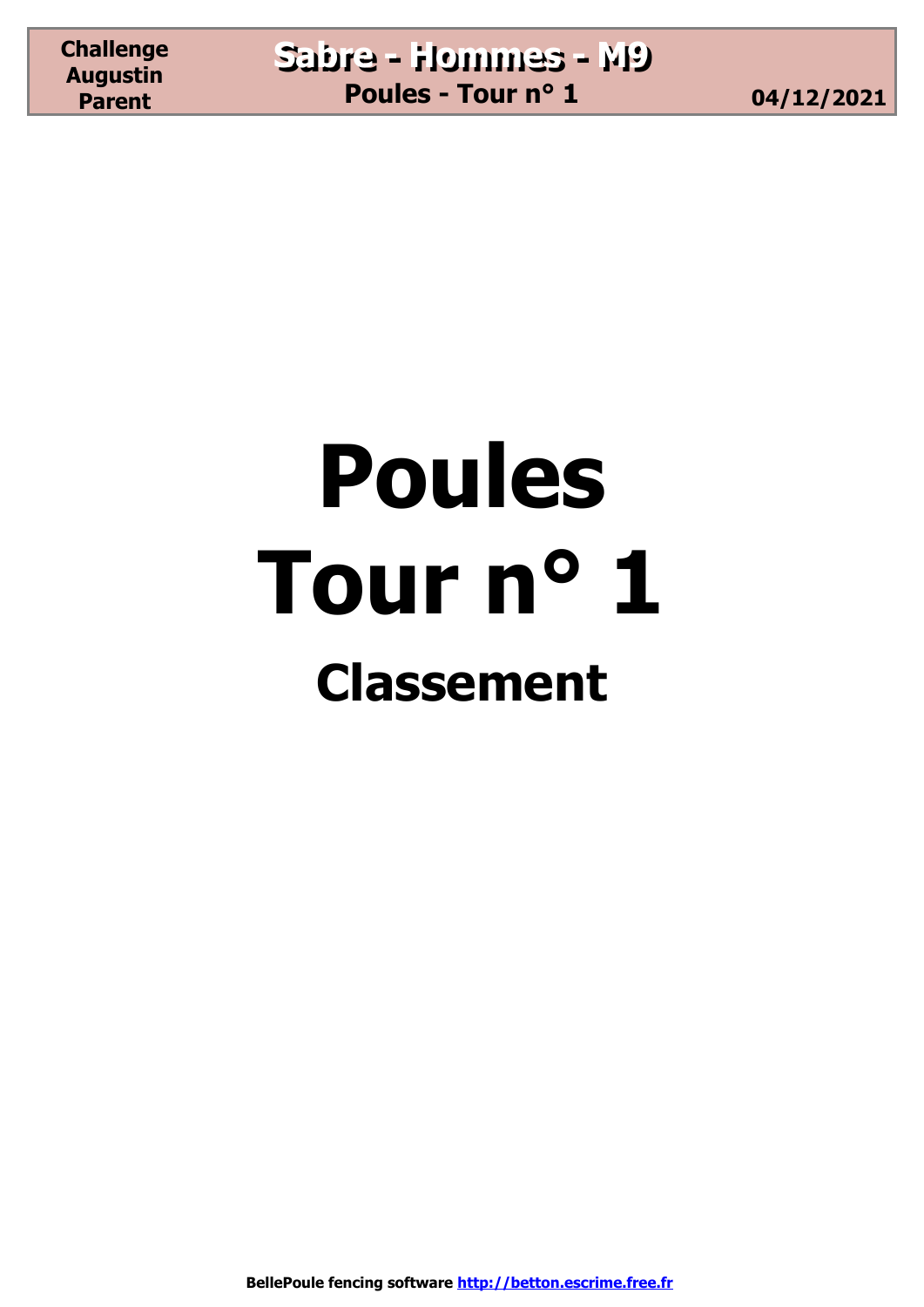# Poules
# Tour n° 1
## Classement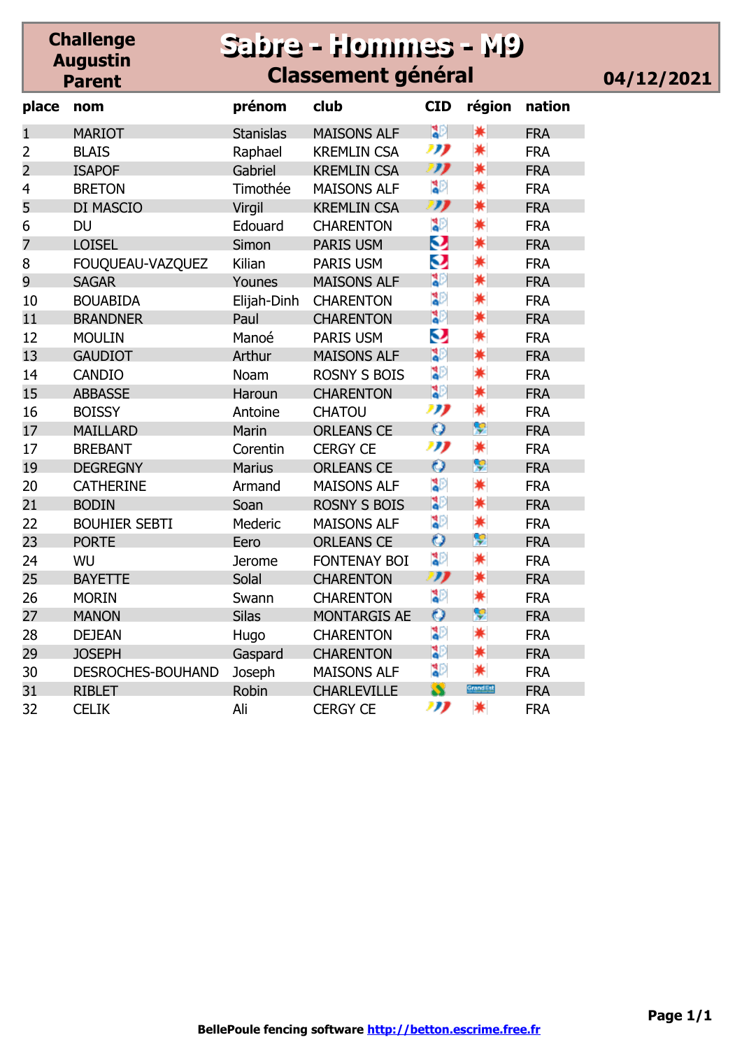**Challenge Augustin Parent**

# Sabre - Hommes - M9

## Classement général

**04/12/2021**

| place | nom | prénom | club | CID | région | nation |
|---|---|---|---|---|---|---|
| 1 | MARIOT | Stanislas | MAISONS ALF | | | FRA |
| 2 | BLAIS | Raphael | KREMLIN CSA | | | FRA |
| 2 | ISAPOF | Gabriel | KREMLIN CSA | | | FRA |
| 4 | BRETON | Timothée | MAISONS ALF | | | FRA |
| 5 | DI MASCIO | Virgil | KREMLIN CSA | | | FRA |
| 6 | DU | Edouard | CHARENTON | | | FRA |
| 7 | LOISEL | Simon | PARIS USM | | | FRA |
| 8 | FOUQUEAU-VAZQUEZ | Kilian | PARIS USM | | | FRA |
| 9 | SAGAR | Younes | MAISONS ALF | | | FRA |
| 10 | BOUABIDA | Elijah-Dinh | CHARENTON | | | FRA |
| 11 | BRANDNER | Paul | CHARENTON | | | FRA |
| 12 | MOULIN | Manoé | PARIS USM | | | FRA |
| 13 | GAUDIOT | Arthur | MAISONS ALF | | | FRA |
| 14 | CANDIO | Noam | ROSNY S BOIS | | | FRA |
| 15 | ABBASSE | Haroun | CHARENTON | | | FRA |
| 16 | BOISSY | Antoine | CHATOU | | | FRA |
| 17 | MAILLARD | Marin | ORLEANS CE | | | FRA |
| 17 | BREBANT | Corentin | CERGY CE | | | FRA |
| 19 | DEGREGNY | Marius | ORLEANS CE | | | FRA |
| 20 | CATHERINE | Armand | MAISONS ALF | | | FRA |
| 21 | BODIN | Soan | ROSNY S BOIS | | | FRA |
| 22 | BOUHIER SEBTI | Mederic | MAISONS ALF | | | FRA |
| 23 | PORTE | Eero | ORLEANS CE | | | FRA |
| 24 | WU | Jerome | FONTENAY BOI | | | FRA |
| 25 | BAYETTE | Solal | CHARENTON | | | FRA |
| 26 | MORIN | Swann | CHARENTON | | | FRA |
| 27 | MANON | Silas | MONTARGIS AE | | | FRA |
| 28 | DEJEAN | Hugo | CHARENTON | | | FRA |
| 29 | JOSEPH | Gaspard | CHARENTON | | | FRA |
| 30 | DESROCHES-BOUHAND | Joseph | MAISONS ALF | | | FRA |
| 31 | RIBLET | Robin | CHARLEVILLE | | Grand Est | FRA |
| 32 | CELIK | Ali | CERGY CE | | | FRA |

BellePoule fencing software http://betton.escrime.free.fr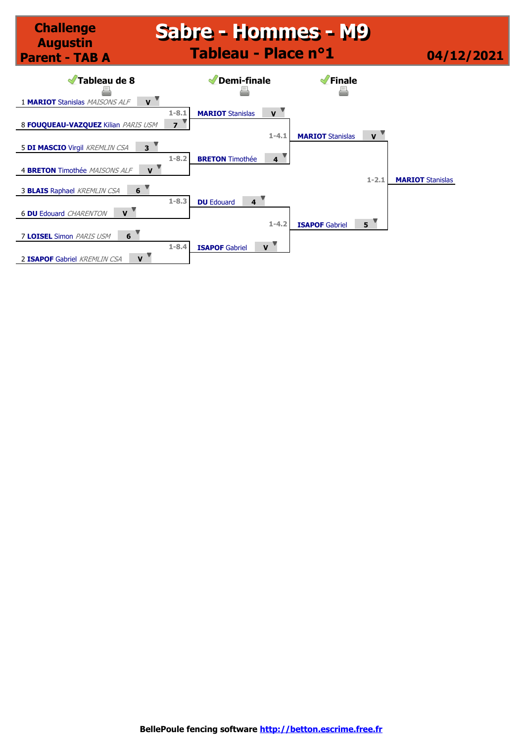# Challenge Augustin Parent - TAB A

# Sabre - Hommes - M9

## Tableau - Place n°1

04/12/2021

### Tableau de 8

| | Tireur | Club | Score | Match |
|---|---|---|---|---|
| 1 | **MARIOT** Stanislas | *MAISONS ALF* | V | 1-8.1 |
| 8 | **FOUQUEAU-VAZQUEZ** Kilian | *PARIS USM* | 7 | |
| 5 | **DI MASCIO** Virgil | *KREMLIN CSA* | 3 | 1-8.2 |
| 4 | **BRETON** Timothée | *MAISONS ALF* | V | |
| 3 | **BLAIS** Raphael | *KREMLIN CSA* | 6 | 1-8.3 |
| 6 | **DU** Edouard | *CHARENTON* | V | |
| 7 | **LOISEL** Simon | *PARIS USM* | 6 | 1-8.4 |
| 2 | **ISAPOF** Gabriel | *KREMLIN CSA* | V | |

### Demi-finale

| Tireur | Score | Match |
|---|---|---|
| **MARIOT** Stanislas | V | 1-4.1 |
| **BRETON** Timothée | 4 | |
| **DU** Edouard | 4 | 1-4.2 |
| **ISAPOF** Gabriel | V | |

### Finale

| Tireur | Score | Match |
|---|---|---|
| **MARIOT** Stanislas | V | 1-2.1 |
| **ISAPOF** Gabriel | 5 | |

**Vainqueur : MARIOT Stanislas**

BellePoule fencing software http://betton.escrime.free.fr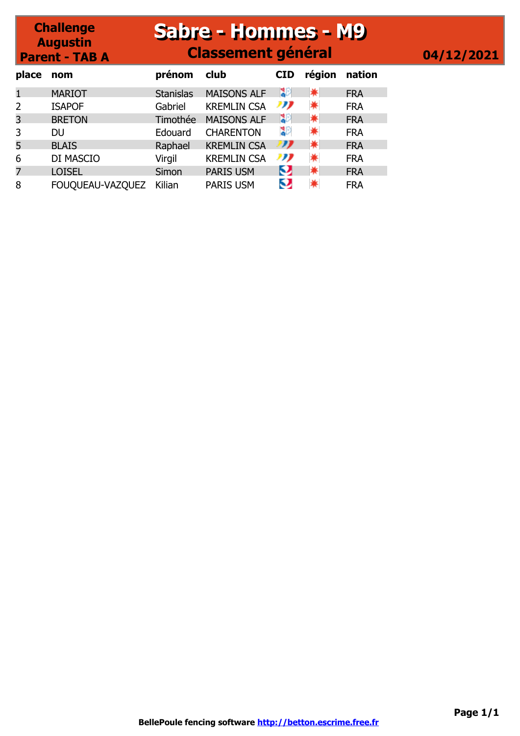**Challenge Augustin Parent - TAB A**

# Sabre - Hommes - M9

## Classement général

**04/12/2021**

| place | nom | prénom | club | CID | région | nation |
|---|---|---|---|---|---|---|
| 1 | MARIOT | Stanislas | MAISONS ALF | | | FRA |
| 2 | ISAPOF | Gabriel | KREMLIN CSA | | | FRA |
| 3 | BRETON | Timothée | MAISONS ALF | | | FRA |
| 3 | DU | Edouard | CHARENTON | | | FRA |
| 5 | BLAIS | Raphael | KREMLIN CSA | | | FRA |
| 6 | DI MASCIO | Virgil | KREMLIN CSA | | | FRA |
| 7 | LOISEL | Simon | PARIS USM | | | FRA |
| 8 | FOUQUEAU-VAZQUEZ | Kilian | PARIS USM | | | FRA |

**BellePoule fencing software http://betton.escrime.free.fr**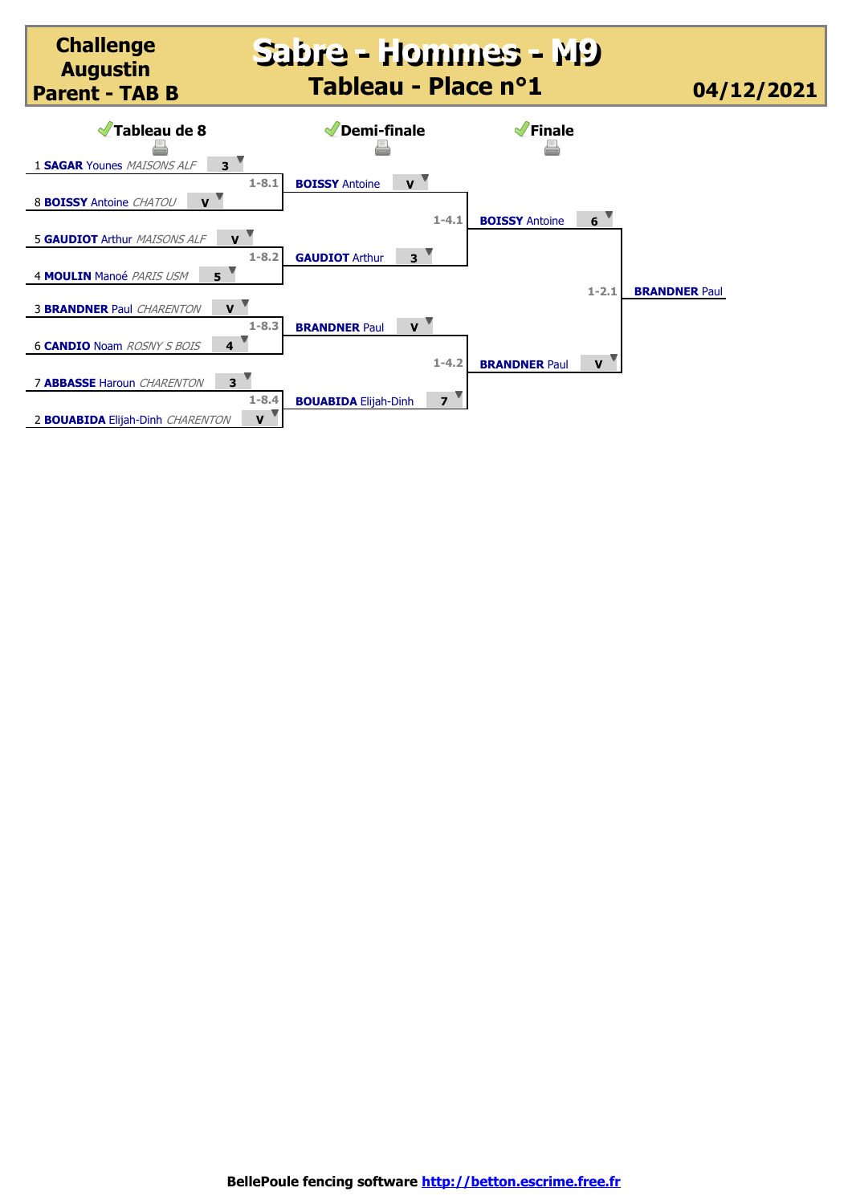# Challenge Augustin Parent - TAB B

# Sabre - Hommes - M9

## Tableau - Place n°1

**04/12/2021**

### Tableau de 8

| Match | Tireur | Score |
|---|---|---|
| 1-8.1 | 1 **SAGAR** Younes *MAISONS ALF* | 3 |
| | 8 **BOISSY** Antoine *CHATOU* | V |
| 1-8.2 | 5 **GAUDIOT** Arthur *MAISONS ALF* | V |
| | 4 **MOULIN** Manoé *PARIS USM* | 5 |
| 1-8.3 | 3 **BRANDNER** Paul *CHARENTON* | V |
| | 6 **CANDIO** Noam *ROSNY S BOIS* | 4 |
| 1-8.4 | 7 **ABBASSE** Haroun *CHARENTON* | 3 |
| | 2 **BOUABIDA** Elijah-Dinh *CHARENTON* | V |

### Demi-finale

| Match | Tireur | Score |
|---|---|---|
| 1-4.1 | **BOISSY** Antoine | V |
| | **GAUDIOT** Arthur | 3 |
| 1-4.2 | **BRANDNER** Paul | V |
| | **BOUABIDA** Elijah-Dinh | 7 |

### Finale

| Match | Tireur | Score |
|---|---|---|
| 1-2.1 | **BOISSY** Antoine | 6 |
| | **BRANDNER** Paul | V |

**Vainqueur : BRANDNER Paul**

BellePoule fencing software http://betton.escrime.free.fr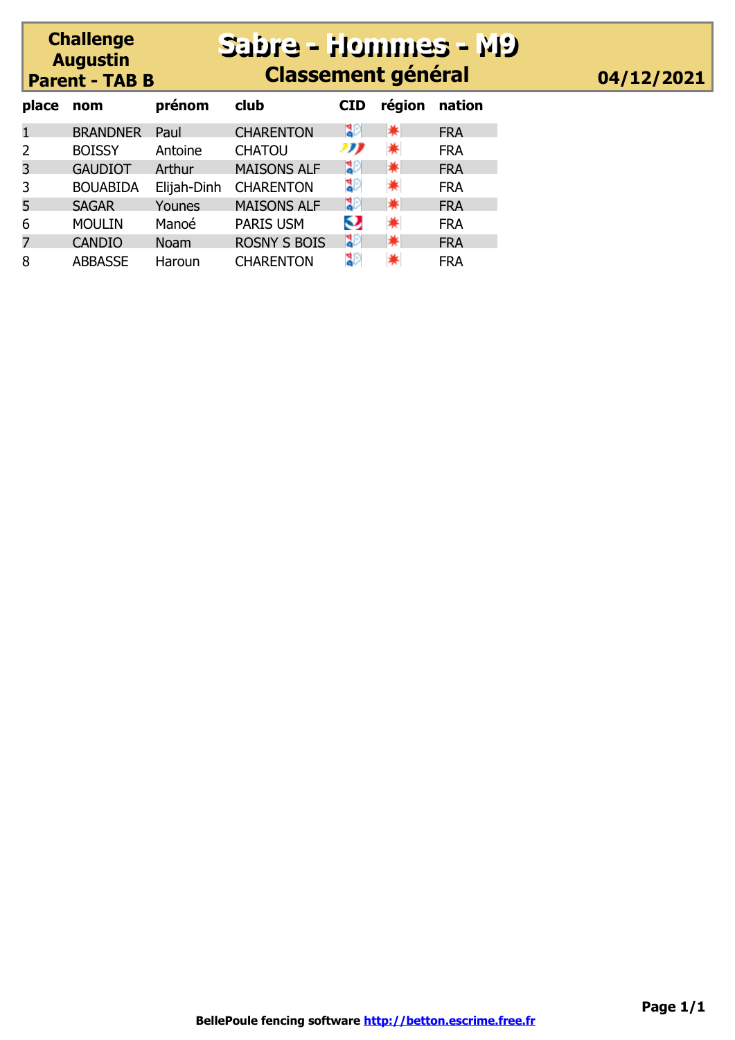**Challenge Augustin Parent - TAB B**

# Sabre - Hommes - M9

## Classement général

**04/12/2021**

| place | nom | prénom | club | CID | région | nation |
|---|---|---|---|---|---|---|
| 1 | BRANDNER | Paul | CHARENTON | | | FRA |
| 2 | BOISSY | Antoine | CHATOU | | | FRA |
| 3 | GAUDIOT | Arthur | MAISONS ALF | | | FRA |
| 3 | BOUABIDA | Elijah-Dinh | CHARENTON | | | FRA |
| 5 | SAGAR | Younes | MAISONS ALF | | | FRA |
| 6 | MOULIN | Manoé | PARIS USM | | | FRA |
| 7 | CANDIO | Noam | ROSNY S BOIS | | | FRA |
| 8 | ABBASSE | Haroun | CHARENTON | | | FRA |

**BellePoule fencing software http://betton.escrime.free.fr**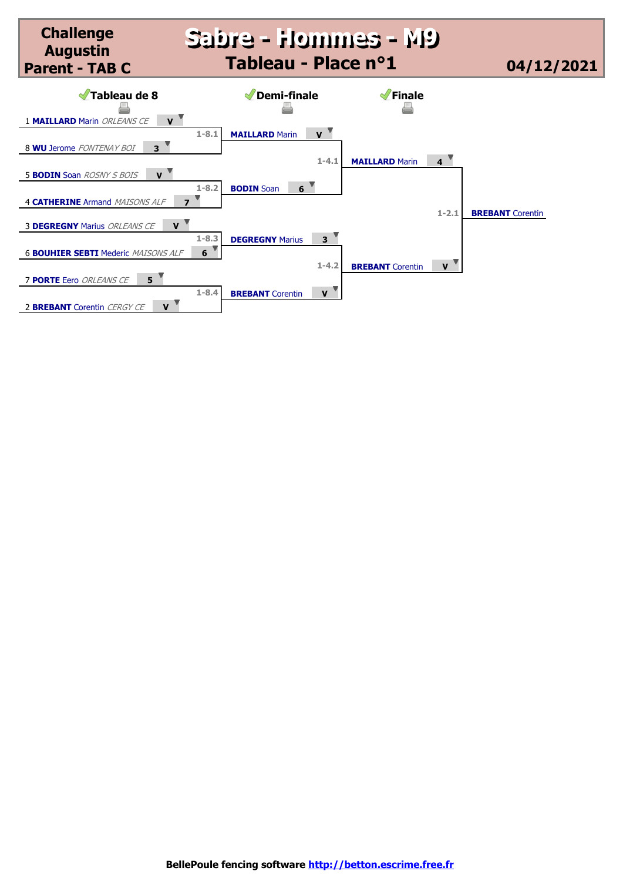**Challenge Augustin Parent - TAB C**

# Sabre - Hommes - M9

## Tableau - Place n°1

**04/12/2021**

### Tableau de 8

| Match | Tireur | Score |
|---|---|---|
| 1-8.1 | 1 **MAILLARD** Marin *ORLEANS CE* | V |
| | 8 **WU** Jerome *FONTENAY BOI* | 3 |
| 1-8.2 | 5 **BODIN** Soan *ROSNY S BOIS* | V |
| | 4 **CATHERINE** Armand *MAISONS ALF* | 7 |
| 1-8.3 | 3 **DEGREGNY** Marius *ORLEANS CE* | V |
| | 6 **BOUHIER SEBTI** Mederic *MAISONS ALF* | 6 |
| 1-8.4 | 7 **PORTE** Eero *ORLEANS CE* | 5 |
| | 2 **BREBANT** Corentin *CERGY CE* | V |

### Demi-finale

| Match | Tireur | Score |
|---|---|---|
| 1-4.1 | **MAILLARD** Marin | V |
| | **BODIN** Soan | 6 |
| 1-4.2 | **DEGREGNY** Marius | 3 |
| | **BREBANT** Corentin | V |

### Finale

| Match | Tireur | Score |
|---|---|---|
| 1-2.1 | **MAILLARD** Marin | 4 |
| | **BREBANT** Corentin | V |

**Vainqueur : BREBANT Corentin**

BellePoule fencing software http://betton.escrime.free.fr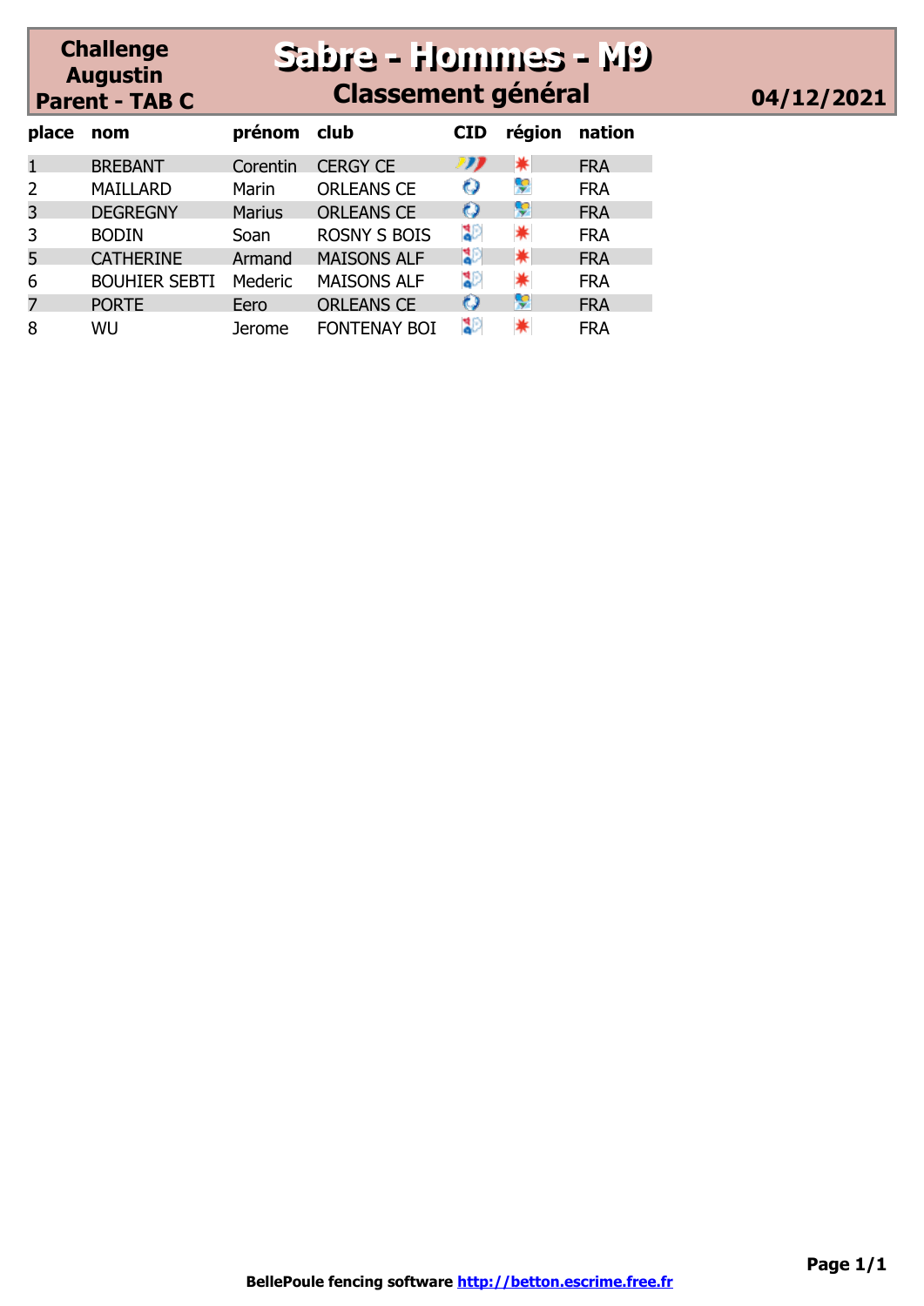**Challenge Augustin Parent - TAB C**

# Sabre - Hommes - M9

## Classement général

**04/12/2021**

| place | nom | prénom | club | CID | région | nation |
|---|---|---|---|---|---|---|
| 1 | BREBANT | Corentin | CERGY CE | | | FRA |
| 2 | MAILLARD | Marin | ORLEANS CE | | | FRA |
| 3 | DEGREGNY | Marius | ORLEANS CE | | | FRA |
| 3 | BODIN | Soan | ROSNY S BOIS | | | FRA |
| 5 | CATHERINE | Armand | MAISONS ALF | | | FRA |
| 6 | BOUHIER SEBTI | Mederic | MAISONS ALF | | | FRA |
| 7 | PORTE | Eero | ORLEANS CE | | | FRA |
| 8 | WU | Jerome | FONTENAY BOI | | | FRA |

**BellePoule fencing software http://betton.escrime.free.fr**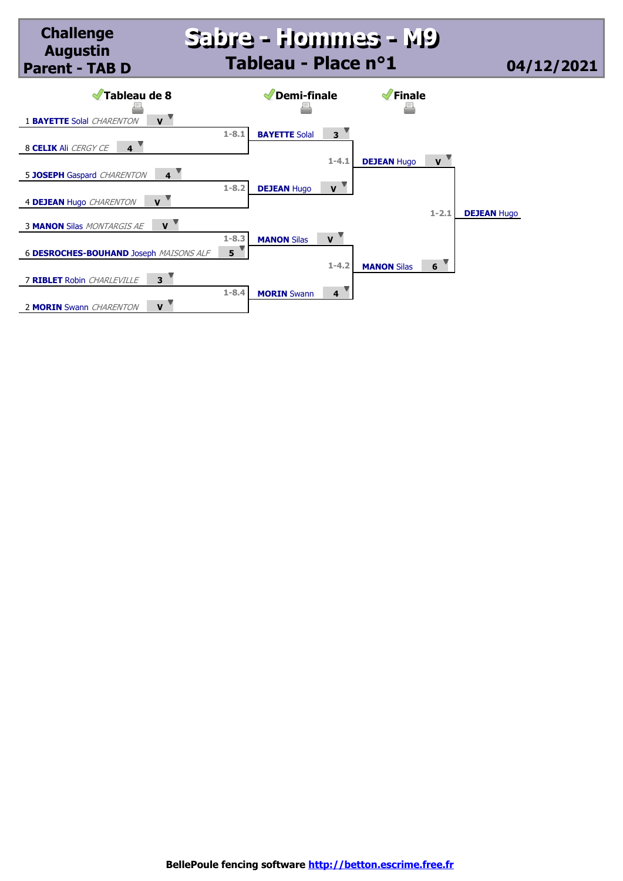# Challenge Augustin Parent - TAB D

## Sabre - Hommes - M9

### Tableau - Place n°1

04/12/2021

| Tableau de 8 | | Demi-finale | | Finale | | |
|---|---|---|---|---|---|---|
| 1 **BAYETTE** Solal *CHARENTON* | V | | | | | |
| | 1-8.1 | **BAYETTE** Solal | 3 | | | |
| 8 **CELIK** Ali *CERGY CE* | 4 | | | | | |
| | | | 1-4.1 | **DEJEAN** Hugo | V | |
| 5 **JOSEPH** Gaspard *CHARENTON* | 4 | | | | | |
| | 1-8.2 | **DEJEAN** Hugo | V | | | |
| 4 **DEJEAN** Hugo *CHARENTON* | V | | | | | |
| | | | | | 1-2.1 | **DEJEAN** Hugo |
| 3 **MANON** Silas *MONTARGIS AE* | V | | | | | |
| | 1-8.3 | **MANON** Silas | V | | | |
| 6 **DESROCHES-BOUHAND** Joseph *MAISONS ALF* | 5 | | | | | |
| | | | 1-4.2 | **MANON** Silas | 6 | |
| 7 **RIBLET** Robin *CHARLEVILLE* | 3 | | | | | |
| | 1-8.4 | **MORIN** Swann | 4 | | | |
| 2 **MORIN** Swann *CHARENTON* | V | | | | | |

BellePoule fencing software http://betton.escrime.free.fr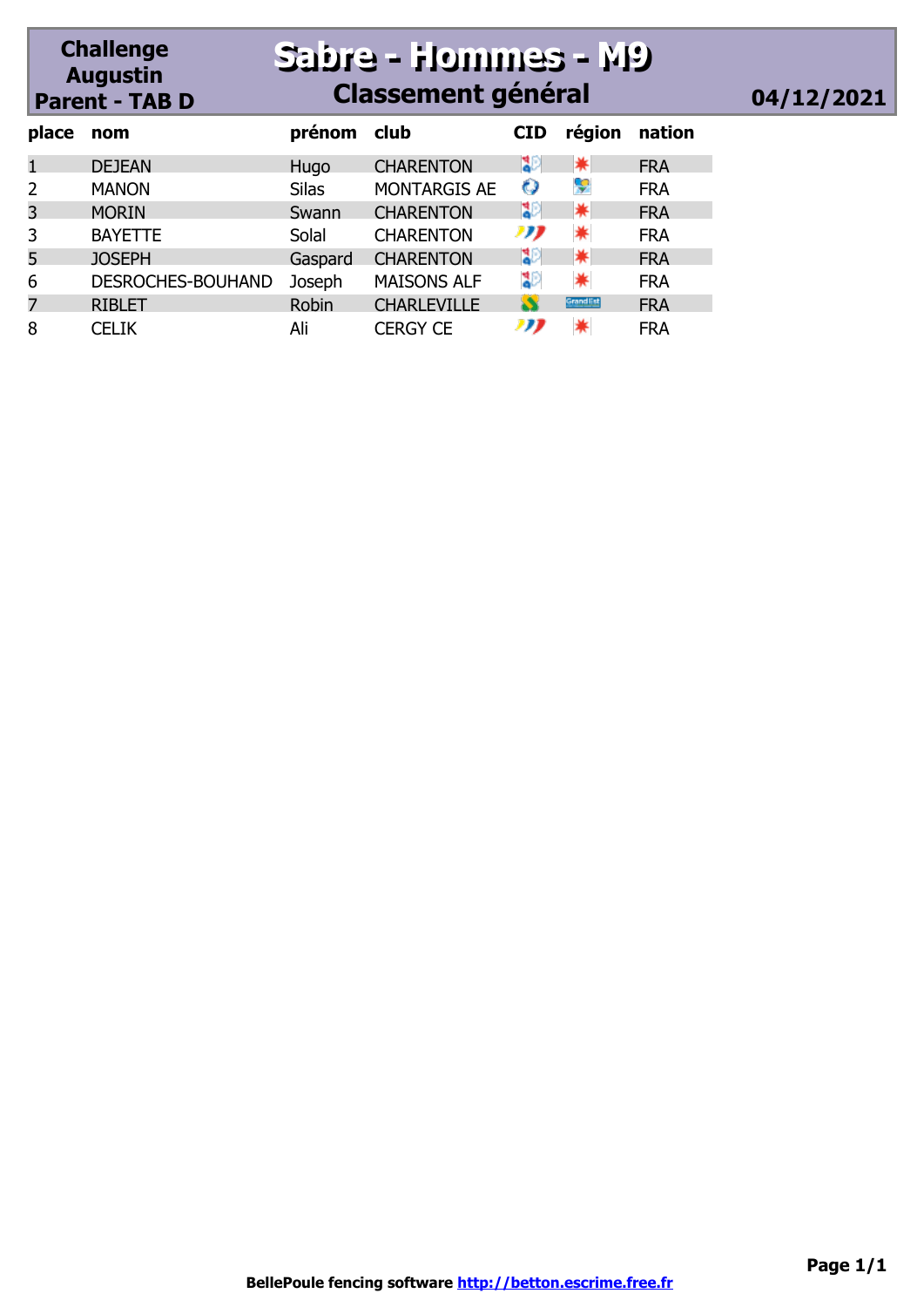**Challenge Augustin Parent - TAB D**

# Sabre - Hommes - M9

## Classement général

**04/12/2021**

| place | nom | prénom | club | CID | région | nation |
|---|---|---|---|---|---|---|
| 1 | DEJEAN | Hugo | CHARENTON | | | FRA |
| 2 | MANON | Silas | MONTARGIS AE | | | FRA |
| 3 | MORIN | Swann | CHARENTON | | | FRA |
| 3 | BAYETTE | Solal | CHARENTON | | | FRA |
| 5 | JOSEPH | Gaspard | CHARENTON | | | FRA |
| 6 | DESROCHES-BOUHAND | Joseph | MAISONS ALF | | | FRA |
| 7 | RIBLET | Robin | CHARLEVILLE | | | FRA |
| 8 | CELIK | Ali | CERGY CE | | | FRA |

**BellePoule fencing software http://betton.escrime.free.fr**